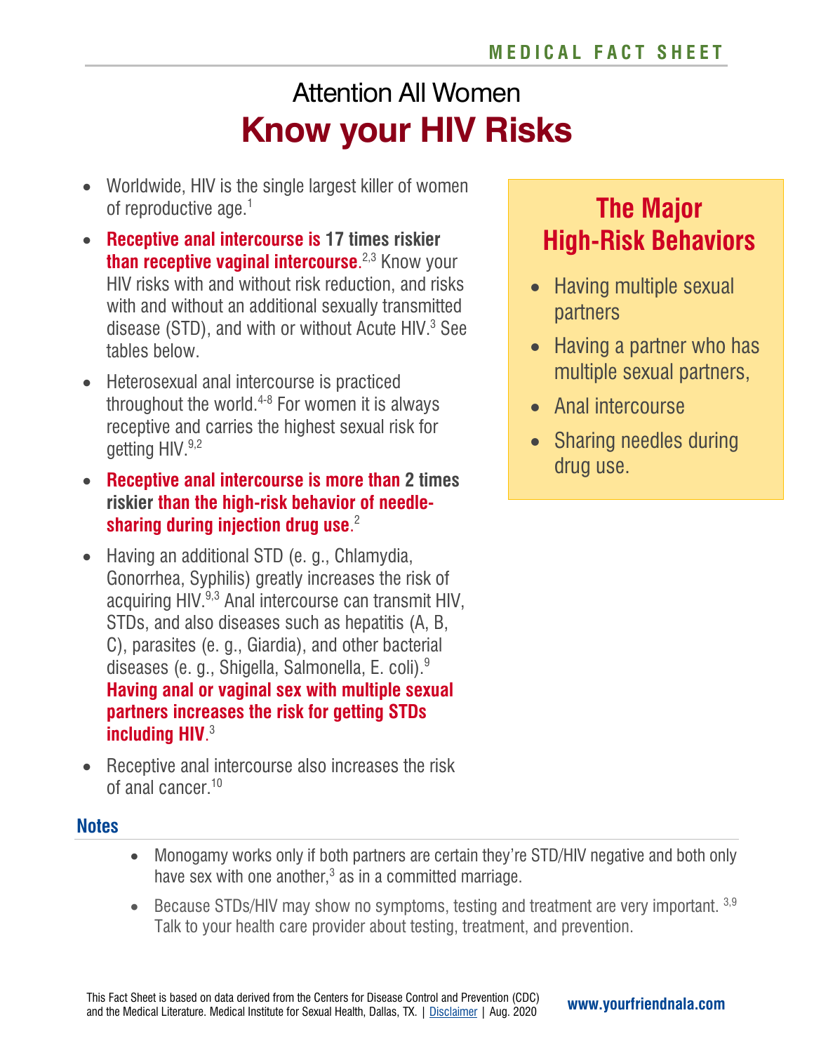MEDICAL FACT SHEET

# Attention All Women
# Know your HIV Risks

- Worldwide, HIV is the single largest killer of women of reproductive age.[1]
- **Receptive anal intercourse is 17 times riskier than receptive vaginal intercourse**.[2,3] Know your HIV risks with and without risk reduction, and risks with and without an additional sexually transmitted disease (STD), and with or without Acute HIV.[3] See tables below.
- Heterosexual anal intercourse is practiced throughout the world.[4-8] For women it is always receptive and carries the highest sexual risk for getting HIV.[9,2]
- **Receptive anal intercourse is more than 2 times riskier than the high-risk behavior of needle-sharing during injection drug use**.[2]
- Having an additional STD (e. g., Chlamydia, Gonorrhea, Syphilis) greatly increases the risk of acquiring HIV.[9,3] Anal intercourse can transmit HIV, STDs, and also diseases such as hepatitis (A, B, C), parasites (e. g., Giardia), and other bacterial diseases (e. g., Shigella, Salmonella, E. coli).[9] **Having anal or vaginal sex with multiple sexual partners increases the risk for getting STDs including HIV**.[3]
- Receptive anal intercourse also increases the risk of anal cancer.[10]

## The Major High-Risk Behaviors

- Having multiple sexual partners
- Having a partner who has multiple sexual partners,
- Anal intercourse
- Sharing needles during drug use.

## Notes

- Monogamy works only if both partners are certain they're STD/HIV negative and both only have sex with one another,[3] as in a committed marriage.
- Because STDs/HIV may show no symptoms, testing and treatment are very important.[3,9] Talk to your health care provider about testing, treatment, and prevention.

This Fact Sheet is based on data derived from the Centers for Disease Control and Prevention (CDC) and the Medical Literature. Medical Institute for Sexual Health, Dallas, TX. | Disclaimer | Aug. 2020

www.yourfriendnala.com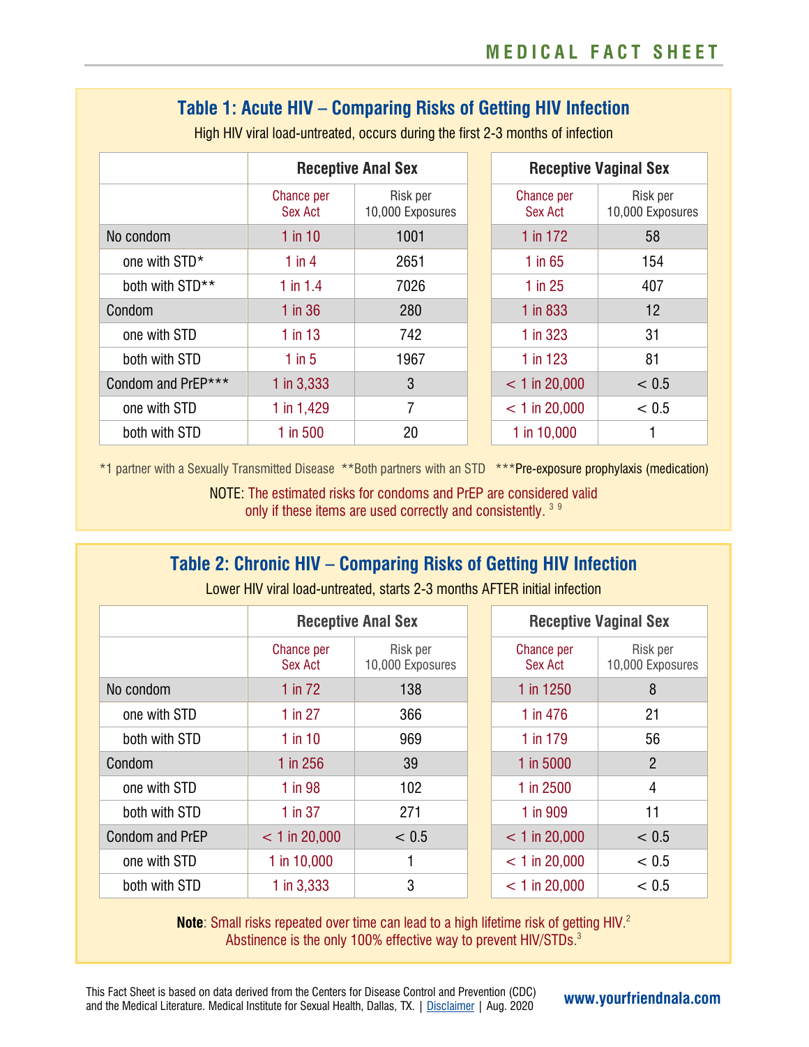## Table 1: Acute HIV – Comparing Risks of Getting HIV Infection

High HIV viral load-untreated, occurs during the first 2-3 months of infection

| | Receptive Anal Sex | | Receptive Vaginal Sex | |
|---|---|---|---|---|
| | Chance per Sex Act | Risk per 10,000 Exposures | Chance per Sex Act | Risk per 10,000 Exposures |
| No condom | 1 in 10 | 1001 | 1 in 172 | 58 |
| one with STD* | 1 in 4 | 2651 | 1 in 65 | 154 |
| both with STD** | 1 in 1.4 | 7026 | 1 in 25 | 407 |
| Condom | 1 in 36 | 280 | 1 in 833 | 12 |
| one with STD | 1 in 13 | 742 | 1 in 323 | 31 |
| both with STD | 1 in 5 | 1967 | 1 in 123 | 81 |
| Condom and PrEP*** | 1 in 3,333 | 3 | < 1 in 20,000 | < 0.5 |
| one with STD | 1 in 1,429 | 7 | < 1 in 20,000 | < 0.5 |
| both with STD | 1 in 500 | 20 | 1 in 10,000 | 1 |

*1 partner with a Sexually Transmitted Disease **Both partners with an STD ***Pre-exposure prophylaxis (medication)

NOTE: The estimated risks for condoms and PrEP are considered valid only if these items are used correctly and consistently.[3 9]

## Table 2: Chronic HIV – Comparing Risks of Getting HIV Infection

Lower HIV viral load-untreated, starts 2-3 months AFTER initial infection

| | Receptive Anal Sex | | Receptive Vaginal Sex | |
|---|---|---|---|---|
| | Chance per Sex Act | Risk per 10,000 Exposures | Chance per Sex Act | Risk per 10,000 Exposures |
| No condom | 1 in 72 | 138 | 1 in 1250 | 8 |
| one with STD | 1 in 27 | 366 | 1 in 476 | 21 |
| both with STD | 1 in 10 | 969 | 1 in 179 | 56 |
| Condom | 1 in 256 | 39 | 1 in 5000 | 2 |
| one with STD | 1 in 98 | 102 | 1 in 2500 | 4 |
| both with STD | 1 in 37 | 271 | 1 in 909 | 11 |
| Condom and PrEP | < 1 in 20,000 | < 0.5 | < 1 in 20,000 | < 0.5 |
| one with STD | 1 in 10,000 | 1 | < 1 in 20,000 | < 0.5 |
| both with STD | 1 in 3,333 | 3 | < 1 in 20,000 | < 0.5 |

**Note**: Small risks repeated over time can lead to a high lifetime risk of getting HIV.[2]
Abstinence is the only 100% effective way to prevent HIV/STDs.[3]

This Fact Sheet is based on data derived from the Centers for Disease Control and Prevention (CDC) and the Medical Literature. Medical Institute for Sexual Health, Dallas, TX. | Disclaimer | Aug. 2020

www.yourfriendnala.com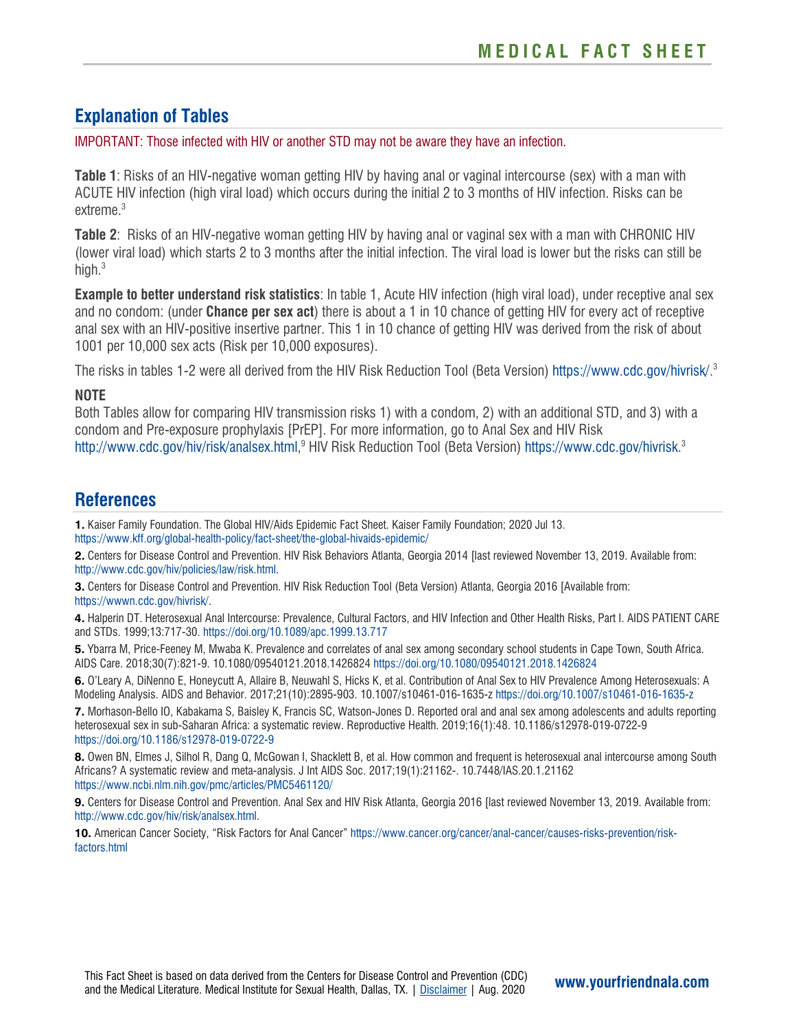## Explanation of Tables

IMPORTANT: Those infected with HIV or another STD may not be aware they have an infection.

**Table 1**: Risks of an HIV-negative woman getting HIV by having anal or vaginal intercourse (sex) with a man with ACUTE HIV infection (high viral load) which occurs during the initial 2 to 3 months of HIV infection. Risks can be extreme.[3]

**Table 2**: Risks of an HIV-negative woman getting HIV by having anal or vaginal sex with a man with CHRONIC HIV (lower viral load) which starts 2 to 3 months after the initial infection. The viral load is lower but the risks can still be high.[3]

**Example to better understand risk statistics**: In table 1, Acute HIV infection (high viral load), under receptive anal sex and no condom: (under **Chance per sex act**) there is about a 1 in 10 chance of getting HIV for every act of receptive anal sex with an HIV-positive insertive partner. This 1 in 10 chance of getting HIV was derived from the risk of about 1001 per 10,000 sex acts (Risk per 10,000 exposures).

The risks in tables 1-2 were all derived from the HIV Risk Reduction Tool (Beta Version) https://www.cdc.gov/hivrisk/.[3]

**NOTE**

Both Tables allow for comparing HIV transmission risks 1) with a condom, 2) with an additional STD, and 3) with a condom and Pre-exposure prophylaxis [PrEP]. For more information, go to Anal Sex and HIV Risk http://www.cdc.gov/hiv/risk/analsex.html,[9] HIV Risk Reduction Tool (Beta Version) https://www.cdc.gov/hivrisk.[3]

## References

**1.** Kaiser Family Foundation. The Global HIV/Aids Epidemic Fact Sheet. Kaiser Family Foundation; 2020 Jul 13. https://www.kff.org/global-health-policy/fact-sheet/the-global-hivaids-epidemic/

**2.** Centers for Disease Control and Prevention. HIV Risk Behaviors Atlanta, Georgia 2014 [last reviewed November 13, 2019. Available from: http://www.cdc.gov/hiv/policies/law/risk.html.

**3.** Centers for Disease Control and Prevention. HIV Risk Reduction Tool (Beta Version) Atlanta, Georgia 2016 [Available from: https://wwwn.cdc.gov/hivrisk/.

**4.** Halperin DT. Heterosexual Anal Intercourse: Prevalence, Cultural Factors, and HIV Infection and Other Health Risks, Part I. AIDS PATIENT CARE and STDs. 1999;13:717-30. https://doi.org/10.1089/apc.1999.13.717

**5.** Ybarra M, Price-Feeney M, Mwaba K. Prevalence and correlates of anal sex among secondary school students in Cape Town, South Africa. AIDS Care. 2018;30(7):821-9. 10.1080/09540121.2018.1426824 https://doi.org/10.1080/09540121.2018.1426824

**6.** O'Leary A, DiNenno E, Honeycutt A, Allaire B, Neuwahl S, Hicks K, et al. Contribution of Anal Sex to HIV Prevalence Among Heterosexuals: A Modeling Analysis. AIDS and Behavior. 2017;21(10):2895-903. 10.1007/s10461-016-1635-z https://doi.org/10.1007/s10461-016-1635-z

**7.** Morhason-Bello IO, Kabakama S, Baisley K, Francis SC, Watson-Jones D. Reported oral and anal sex among adolescents and adults reporting heterosexual sex in sub-Saharan Africa: a systematic review. Reproductive Health. 2019;16(1):48. 10.1186/s12978-019-0722-9 https://doi.org/10.1186/s12978-019-0722-9

**8.** Owen BN, Elmes J, Silhol R, Dang Q, McGowan I, Shacklett B, et al. How common and frequent is heterosexual anal intercourse among South Africans? A systematic review and meta-analysis. J Int AIDS Soc. 2017;19(1):21162-. 10.7448/IAS.20.1.21162 https://www.ncbi.nlm.nih.gov/pmc/articles/PMC5461120/

**9.** Centers for Disease Control and Prevention. Anal Sex and HIV Risk Atlanta, Georgia 2016 [last reviewed November 13, 2019. Available from: http://www.cdc.gov/hiv/risk/analsex.html.

**10.** American Cancer Society, "Risk Factors for Anal Cancer" https://www.cancer.org/cancer/anal-cancer/causes-risks-prevention/risk-factors.html

This Fact Sheet is based on data derived from the Centers for Disease Control and Prevention (CDC) and the Medical Literature. Medical Institute for Sexual Health, Dallas, TX. | Disclaimer | Aug. 2020

www.yourfriendnala.com